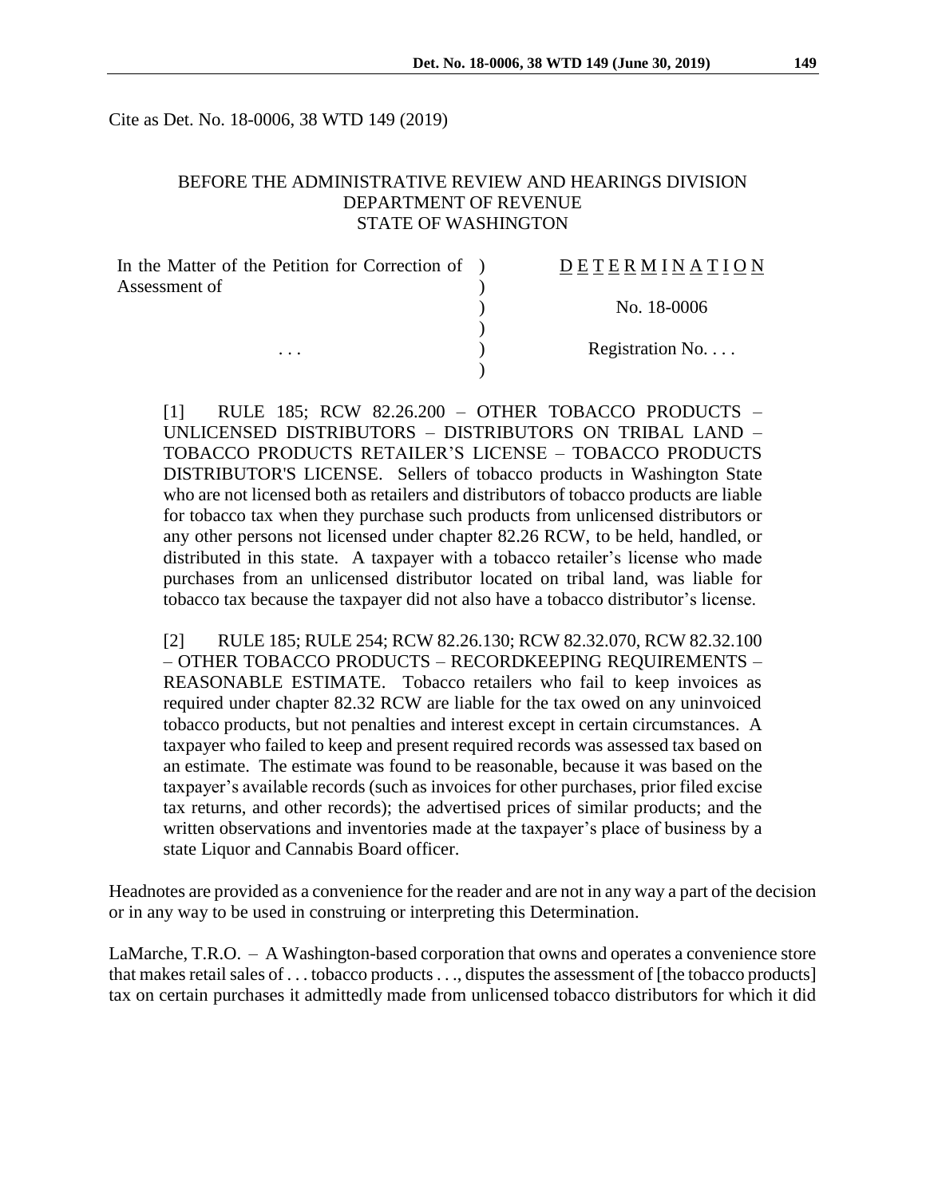Cite as Det. No. 18-0006, 38 WTD 149 (2019)

BEFORE THE ADMINISTRATIVE REVIEW AND HEARINGS DIVISION
DEPARTMENT OF REVENUE
STATE OF WASHINGTON

| In the Matter of the Petition for Correction of Assessment of | D E T E R M I N A T I O N |
| --- | --- |
| | No. 18-0006 |
| . . . | Registration No. . . . |

[1] RULE 185; RCW 82.26.200 – OTHER TOBACCO PRODUCTS – UNLICENSED DISTRIBUTORS – DISTRIBUTORS ON TRIBAL LAND – TOBACCO PRODUCTS RETAILER'S LICENSE – TOBACCO PRODUCTS DISTRIBUTOR'S LICENSE. Sellers of tobacco products in Washington State who are not licensed both as retailers and distributors of tobacco products are liable for tobacco tax when they purchase such products from unlicensed distributors or any other persons not licensed under chapter 82.26 RCW, to be held, handled, or distributed in this state. A taxpayer with a tobacco retailer's license who made purchases from an unlicensed distributor located on tribal land, was liable for tobacco tax because the taxpayer did not also have a tobacco distributor's license.

[2] RULE 185; RULE 254; RCW 82.26.130; RCW 82.32.070, RCW 82.32.100 – OTHER TOBACCO PRODUCTS – RECORDKEEPING REQUIREMENTS – REASONABLE ESTIMATE. Tobacco retailers who fail to keep invoices as required under chapter 82.32 RCW are liable for the tax owed on any uninvoiced tobacco products, but not penalties and interest except in certain circumstances. A taxpayer who failed to keep and present required records was assessed tax based on an estimate. The estimate was found to be reasonable, because it was based on the taxpayer's available records (such as invoices for other purchases, prior filed excise tax returns, and other records); the advertised prices of similar products; and the written observations and inventories made at the taxpayer's place of business by a state Liquor and Cannabis Board officer.

Headnotes are provided as a convenience for the reader and are not in any way a part of the decision or in any way to be used in construing or interpreting this Determination.

LaMarche, T.R.O. – A Washington-based corporation that owns and operates a convenience store that makes retail sales of . . . tobacco products . . ., disputes the assessment of [the tobacco products] tax on certain purchases it admittedly made from unlicensed tobacco distributors for which it did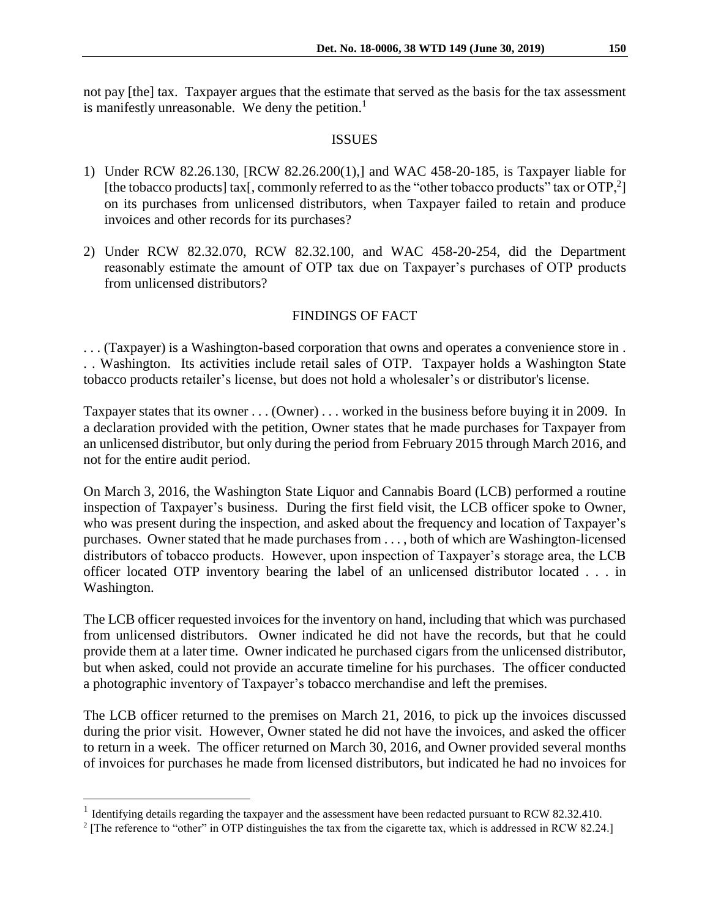not pay [the] tax. Taxpayer argues that the estimate that served as the basis for the tax assessment is manifestly unreasonable. We deny the petition.[1]

## ISSUES

1) Under RCW 82.26.130, [RCW 82.26.200(1),] and WAC 458-20-185, is Taxpayer liable for [the tobacco products] tax[, commonly referred to as the "other tobacco products" tax or OTP,[2]] on its purchases from unlicensed distributors, when Taxpayer failed to retain and produce invoices and other records for its purchases?

2) Under RCW 82.32.070, RCW 82.32.100, and WAC 458-20-254, did the Department reasonably estimate the amount of OTP tax due on Taxpayer's purchases of OTP products from unlicensed distributors?

## FINDINGS OF FACT

. . . (Taxpayer) is a Washington-based corporation that owns and operates a convenience store in . . . Washington. Its activities include retail sales of OTP. Taxpayer holds a Washington State tobacco products retailer's license, but does not hold a wholesaler's or distributor's license.

Taxpayer states that its owner . . . (Owner) . . . worked in the business before buying it in 2009. In a declaration provided with the petition, Owner states that he made purchases for Taxpayer from an unlicensed distributor, but only during the period from February 2015 through March 2016, and not for the entire audit period.

On March 3, 2016, the Washington State Liquor and Cannabis Board (LCB) performed a routine inspection of Taxpayer's business. During the first field visit, the LCB officer spoke to Owner, who was present during the inspection, and asked about the frequency and location of Taxpayer's purchases. Owner stated that he made purchases from . . . , both of which are Washington-licensed distributors of tobacco products. However, upon inspection of Taxpayer's storage area, the LCB officer located OTP inventory bearing the label of an unlicensed distributor located . . . in Washington.

The LCB officer requested invoices for the inventory on hand, including that which was purchased from unlicensed distributors. Owner indicated he did not have the records, but that he could provide them at a later time. Owner indicated he purchased cigars from the unlicensed distributor, but when asked, could not provide an accurate timeline for his purchases. The officer conducted a photographic inventory of Taxpayer's tobacco merchandise and left the premises.

The LCB officer returned to the premises on March 21, 2016, to pick up the invoices discussed during the prior visit. However, Owner stated he did not have the invoices, and asked the officer to return in a week. The officer returned on March 30, 2016, and Owner provided several months of invoices for purchases he made from licensed distributors, but indicated he had no invoices for

---

[1] Identifying details regarding the taxpayer and the assessment have been redacted pursuant to RCW 82.32.410.

[2] [The reference to "other" in OTP distinguishes the tax from the cigarette tax, which is addressed in RCW 82.24.]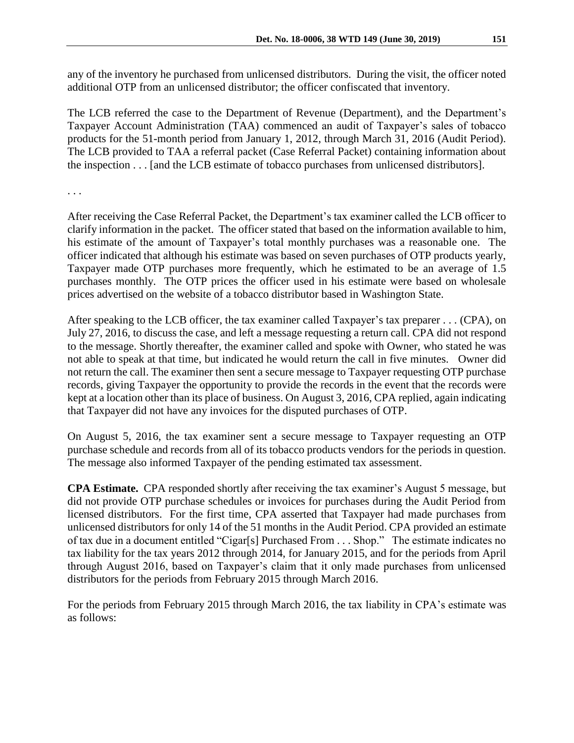any of the inventory he purchased from unlicensed distributors. During the visit, the officer noted additional OTP from an unlicensed distributor; the officer confiscated that inventory.

The LCB referred the case to the Department of Revenue (Department), and the Department's Taxpayer Account Administration (TAA) commenced an audit of Taxpayer's sales of tobacco products for the 51-month period from January 1, 2012, through March 31, 2016 (Audit Period). The LCB provided to TAA a referral packet (Case Referral Packet) containing information about the inspection . . . [and the LCB estimate of tobacco purchases from unlicensed distributors].

. . .

After receiving the Case Referral Packet, the Department's tax examiner called the LCB officer to clarify information in the packet. The officer stated that based on the information available to him, his estimate of the amount of Taxpayer's total monthly purchases was a reasonable one. The officer indicated that although his estimate was based on seven purchases of OTP products yearly, Taxpayer made OTP purchases more frequently, which he estimated to be an average of 1.5 purchases monthly. The OTP prices the officer used in his estimate were based on wholesale prices advertised on the website of a tobacco distributor based in Washington State.

After speaking to the LCB officer, the tax examiner called Taxpayer's tax preparer . . . (CPA), on July 27, 2016, to discuss the case, and left a message requesting a return call. CPA did not respond to the message. Shortly thereafter, the examiner called and spoke with Owner, who stated he was not able to speak at that time, but indicated he would return the call in five minutes. Owner did not return the call. The examiner then sent a secure message to Taxpayer requesting OTP purchase records, giving Taxpayer the opportunity to provide the records in the event that the records were kept at a location other than its place of business. On August 3, 2016, CPA replied, again indicating that Taxpayer did not have any invoices for the disputed purchases of OTP.

On August 5, 2016, the tax examiner sent a secure message to Taxpayer requesting an OTP purchase schedule and records from all of its tobacco products vendors for the periods in question. The message also informed Taxpayer of the pending estimated tax assessment.

**CPA Estimate.** CPA responded shortly after receiving the tax examiner's August 5 message, but did not provide OTP purchase schedules or invoices for purchases during the Audit Period from licensed distributors. For the first time, CPA asserted that Taxpayer had made purchases from unlicensed distributors for only 14 of the 51 months in the Audit Period. CPA provided an estimate of tax due in a document entitled "Cigar[s] Purchased From . . . Shop." The estimate indicates no tax liability for the tax years 2012 through 2014, for January 2015, and for the periods from April through August 2016, based on Taxpayer's claim that it only made purchases from unlicensed distributors for the periods from February 2015 through March 2016.

For the periods from February 2015 through March 2016, the tax liability in CPA's estimate was as follows: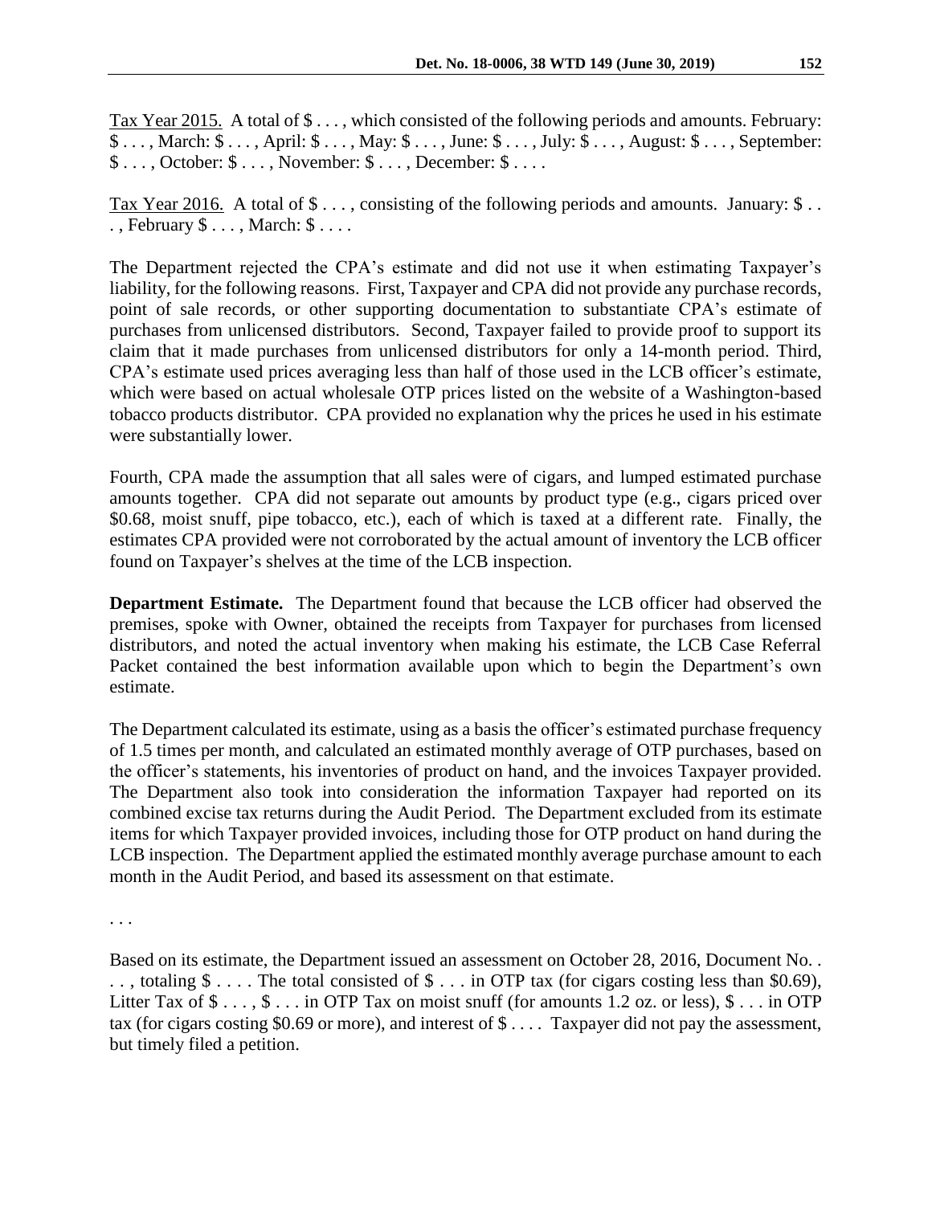Tax Year 2015. A total of $ . . . , which consisted of the following periods and amounts. February: $ . . . , March: $ . . . , April: $ . . . , May: $ . . . , June: $ . . . , July: $ . . . , August: $ . . . , September: $ . . . , October: $ . . . , November: $ . . . , December: $ . . . .

Tax Year 2016. A total of $ . . . , consisting of the following periods and amounts. January: $ . . . , February $ . . . , March: $ . . . .

The Department rejected the CPA's estimate and did not use it when estimating Taxpayer's liability, for the following reasons. First, Taxpayer and CPA did not provide any purchase records, point of sale records, or other supporting documentation to substantiate CPA's estimate of purchases from unlicensed distributors. Second, Taxpayer failed to provide proof to support its claim that it made purchases from unlicensed distributors for only a 14-month period. Third, CPA's estimate used prices averaging less than half of those used in the LCB officer's estimate, which were based on actual wholesale OTP prices listed on the website of a Washington-based tobacco products distributor. CPA provided no explanation why the prices he used in his estimate were substantially lower.

Fourth, CPA made the assumption that all sales were of cigars, and lumped estimated purchase amounts together. CPA did not separate out amounts by product type (e.g., cigars priced over $0.68, moist snuff, pipe tobacco, etc.), each of which is taxed at a different rate. Finally, the estimates CPA provided were not corroborated by the actual amount of inventory the LCB officer found on Taxpayer's shelves at the time of the LCB inspection.

**Department Estimate.** The Department found that because the LCB officer had observed the premises, spoke with Owner, obtained the receipts from Taxpayer for purchases from licensed distributors, and noted the actual inventory when making his estimate, the LCB Case Referral Packet contained the best information available upon which to begin the Department's own estimate.

The Department calculated its estimate, using as a basis the officer's estimated purchase frequency of 1.5 times per month, and calculated an estimated monthly average of OTP purchases, based on the officer's statements, his inventories of product on hand, and the invoices Taxpayer provided. The Department also took into consideration the information Taxpayer had reported on its combined excise tax returns during the Audit Period. The Department excluded from its estimate items for which Taxpayer provided invoices, including those for OTP product on hand during the LCB inspection. The Department applied the estimated monthly average purchase amount to each month in the Audit Period, and based its assessment on that estimate.

. . .

Based on its estimate, the Department issued an assessment on October 28, 2016, Document No. . . . , totaling $ . . . . The total consisted of $ . . . in OTP tax (for cigars costing less than $0.69), Litter Tax of $ . . . , $ . . . in OTP Tax on moist snuff (for amounts 1.2 oz. or less), $ . . . in OTP tax (for cigars costing $0.69 or more), and interest of $ . . . . Taxpayer did not pay the assessment, but timely filed a petition.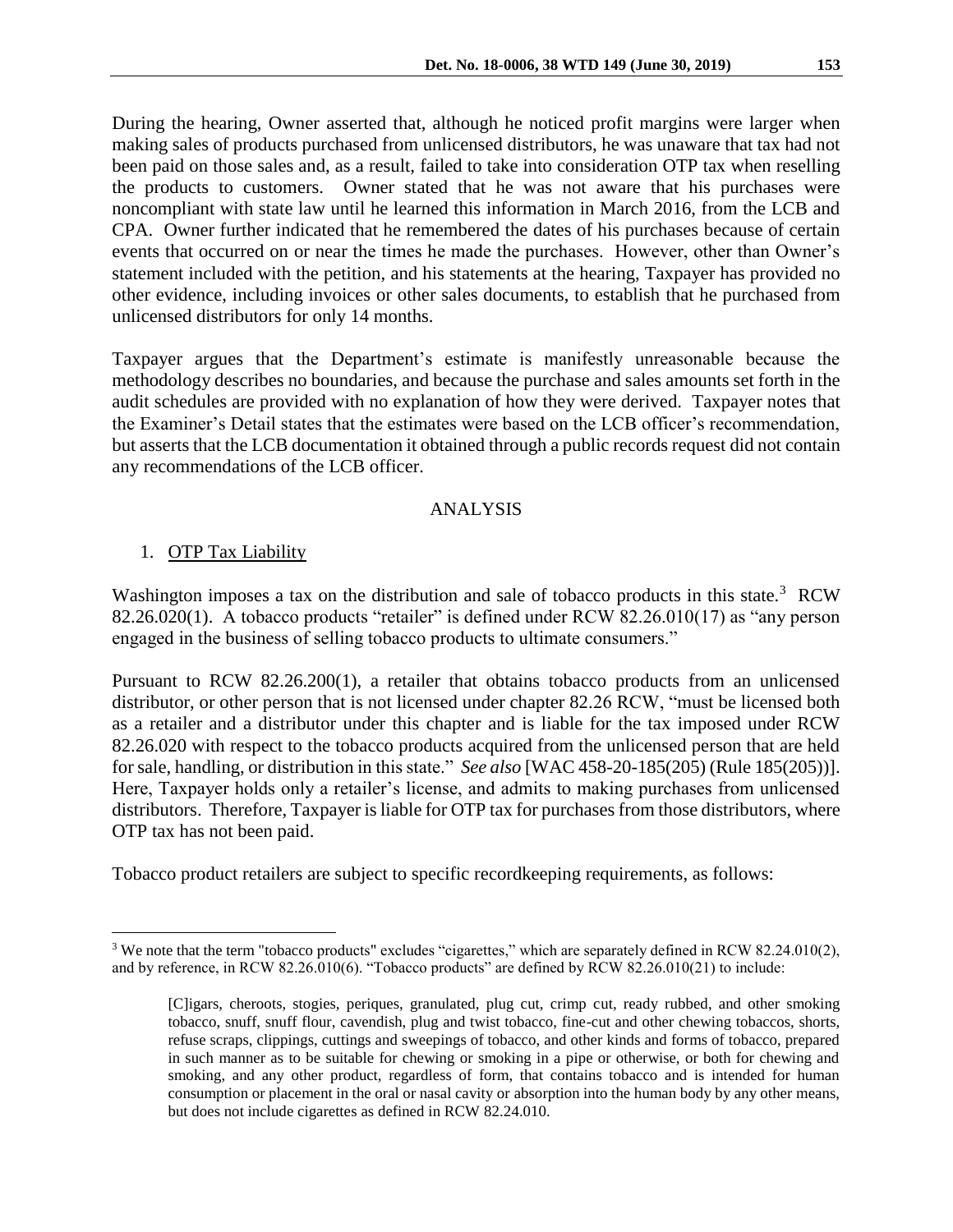During the hearing, Owner asserted that, although he noticed profit margins were larger when making sales of products purchased from unlicensed distributors, he was unaware that tax had not been paid on those sales and, as a result, failed to take into consideration OTP tax when reselling the products to customers. Owner stated that he was not aware that his purchases were noncompliant with state law until he learned this information in March 2016, from the LCB and CPA. Owner further indicated that he remembered the dates of his purchases because of certain events that occurred on or near the times he made the purchases. However, other than Owner's statement included with the petition, and his statements at the hearing, Taxpayer has provided no other evidence, including invoices or other sales documents, to establish that he purchased from unlicensed distributors for only 14 months.

Taxpayer argues that the Department's estimate is manifestly unreasonable because the methodology describes no boundaries, and because the purchase and sales amounts set forth in the audit schedules are provided with no explanation of how they were derived. Taxpayer notes that the Examiner's Detail states that the estimates were based on the LCB officer's recommendation, but asserts that the LCB documentation it obtained through a public records request did not contain any recommendations of the LCB officer.

## ANALYSIS

1. OTP Tax Liability

Washington imposes a tax on the distribution and sale of tobacco products in this state.[3] RCW 82.26.020(1). A tobacco products "retailer" is defined under RCW 82.26.010(17) as "any person engaged in the business of selling tobacco products to ultimate consumers."

Pursuant to RCW 82.26.200(1), a retailer that obtains tobacco products from an unlicensed distributor, or other person that is not licensed under chapter 82.26 RCW, "must be licensed both as a retailer and a distributor under this chapter and is liable for the tax imposed under RCW 82.26.020 with respect to the tobacco products acquired from the unlicensed person that are held for sale, handling, or distribution in this state." *See also* [WAC 458-20-185(205) (Rule 185(205))]. Here, Taxpayer holds only a retailer's license, and admits to making purchases from unlicensed distributors. Therefore, Taxpayer is liable for OTP tax for purchases from those distributors, where OTP tax has not been paid.

Tobacco product retailers are subject to specific recordkeeping requirements, as follows:

---

[3] We note that the term "tobacco products" excludes "cigarettes," which are separately defined in RCW 82.24.010(2), and by reference, in RCW 82.26.010(6). "Tobacco products" are defined by RCW 82.26.010(21) to include:

> [C]igars, cheroots, stogies, periques, granulated, plug cut, crimp cut, ready rubbed, and other smoking tobacco, snuff, snuff flour, cavendish, plug and twist tobacco, fine-cut and other chewing tobaccos, shorts, refuse scraps, clippings, cuttings and sweepings of tobacco, and other kinds and forms of tobacco, prepared in such manner as to be suitable for chewing or smoking in a pipe or otherwise, or both for chewing and smoking, and any other product, regardless of form, that contains tobacco and is intended for human consumption or placement in the oral or nasal cavity or absorption into the human body by any other means, but does not include cigarettes as defined in RCW 82.24.010.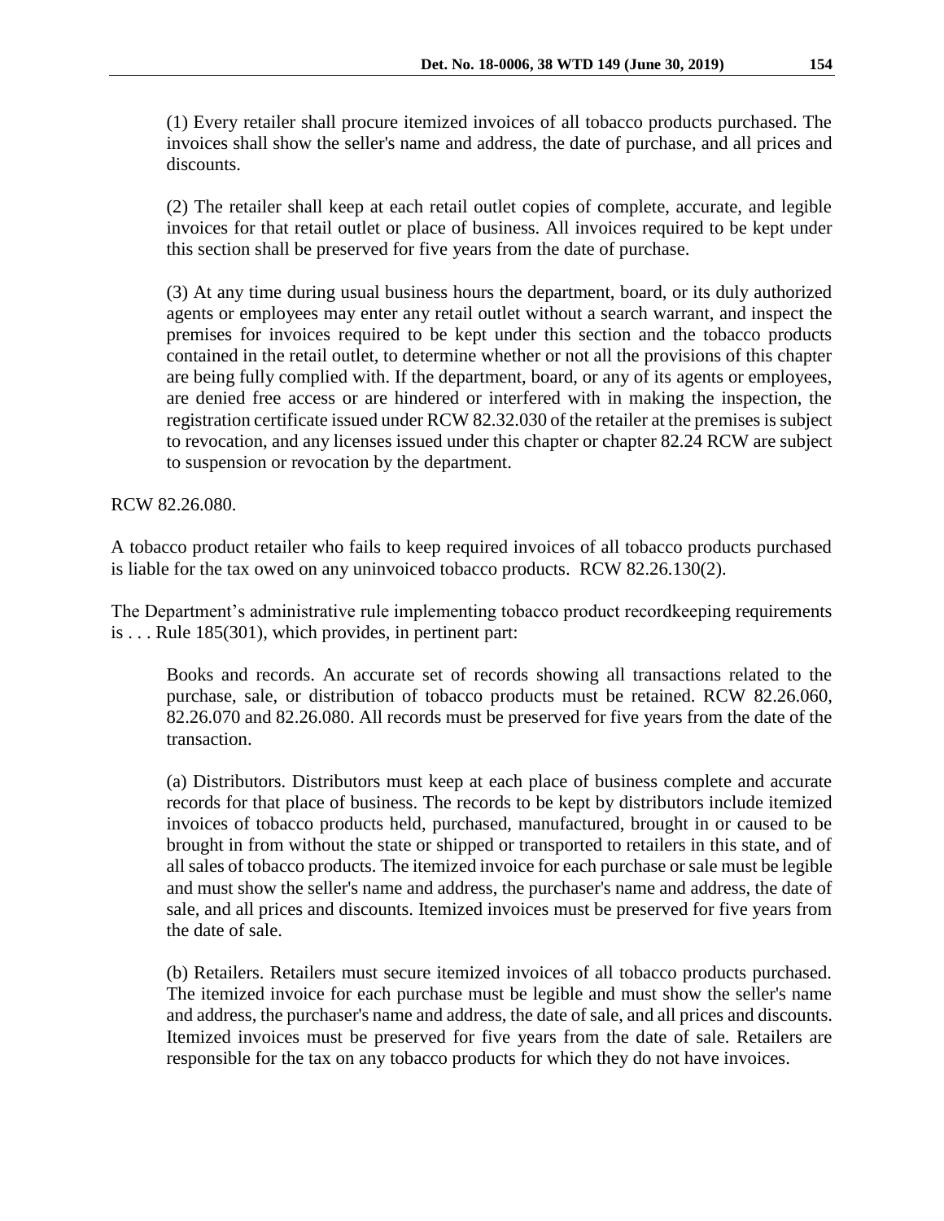> (1) Every retailer shall procure itemized invoices of all tobacco products purchased. The invoices shall show the seller's name and address, the date of purchase, and all prices and discounts.
>
> (2) The retailer shall keep at each retail outlet copies of complete, accurate, and legible invoices for that retail outlet or place of business. All invoices required to be kept under this section shall be preserved for five years from the date of purchase.
>
> (3) At any time during usual business hours the department, board, or its duly authorized agents or employees may enter any retail outlet without a search warrant, and inspect the premises for invoices required to be kept under this section and the tobacco products contained in the retail outlet, to determine whether or not all the provisions of this chapter are being fully complied with. If the department, board, or any of its agents or employees, are denied free access or are hindered or interfered with in making the inspection, the registration certificate issued under RCW 82.32.030 of the retailer at the premises is subject to revocation, and any licenses issued under this chapter or chapter 82.24 RCW are subject to suspension or revocation by the department.

RCW 82.26.080.

A tobacco product retailer who fails to keep required invoices of all tobacco products purchased is liable for the tax owed on any uninvoiced tobacco products. RCW 82.26.130(2).

The Department's administrative rule implementing tobacco product recordkeeping requirements is . . . Rule 185(301), which provides, in pertinent part:

> Books and records. An accurate set of records showing all transactions related to the purchase, sale, or distribution of tobacco products must be retained. RCW 82.26.060, 82.26.070 and 82.26.080. All records must be preserved for five years from the date of the transaction.
>
> (a) Distributors. Distributors must keep at each place of business complete and accurate records for that place of business. The records to be kept by distributors include itemized invoices of tobacco products held, purchased, manufactured, brought in or caused to be brought in from without the state or shipped or transported to retailers in this state, and of all sales of tobacco products. The itemized invoice for each purchase or sale must be legible and must show the seller's name and address, the purchaser's name and address, the date of sale, and all prices and discounts. Itemized invoices must be preserved for five years from the date of sale.
>
> (b) Retailers. Retailers must secure itemized invoices of all tobacco products purchased. The itemized invoice for each purchase must be legible and must show the seller's name and address, the purchaser's name and address, the date of sale, and all prices and discounts. Itemized invoices must be preserved for five years from the date of sale. Retailers are responsible for the tax on any tobacco products for which they do not have invoices.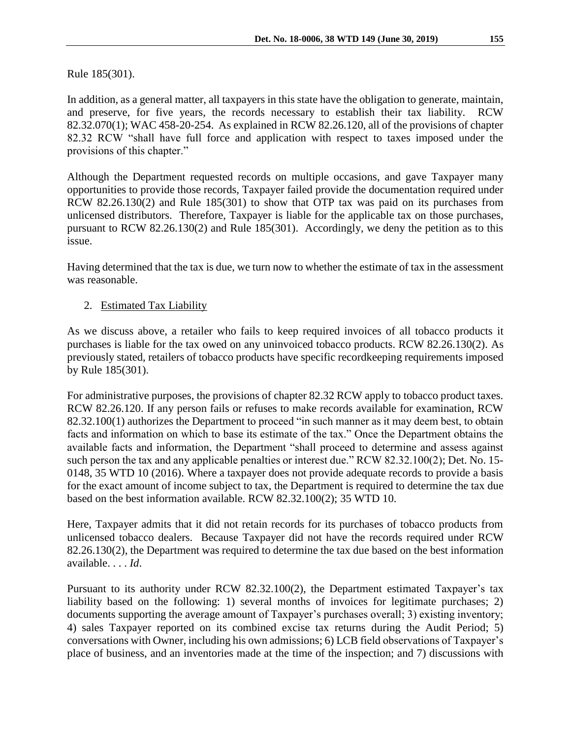Rule 185(301).

In addition, as a general matter, all taxpayers in this state have the obligation to generate, maintain, and preserve, for five years, the records necessary to establish their tax liability. RCW 82.32.070(1); WAC 458-20-254. As explained in RCW 82.26.120, all of the provisions of chapter 82.32 RCW "shall have full force and application with respect to taxes imposed under the provisions of this chapter."

Although the Department requested records on multiple occasions, and gave Taxpayer many opportunities to provide those records, Taxpayer failed provide the documentation required under RCW 82.26.130(2) and Rule 185(301) to show that OTP tax was paid on its purchases from unlicensed distributors. Therefore, Taxpayer is liable for the applicable tax on those purchases, pursuant to RCW 82.26.130(2) and Rule 185(301). Accordingly, we deny the petition as to this issue.

Having determined that the tax is due, we turn now to whether the estimate of tax in the assessment was reasonable.

2. Estimated Tax Liability

As we discuss above, a retailer who fails to keep required invoices of all tobacco products it purchases is liable for the tax owed on any uninvoiced tobacco products. RCW 82.26.130(2). As previously stated, retailers of tobacco products have specific recordkeeping requirements imposed by Rule 185(301).

For administrative purposes, the provisions of chapter 82.32 RCW apply to tobacco product taxes. RCW 82.26.120. If any person fails or refuses to make records available for examination, RCW 82.32.100(1) authorizes the Department to proceed "in such manner as it may deem best, to obtain facts and information on which to base its estimate of the tax." Once the Department obtains the available facts and information, the Department "shall proceed to determine and assess against such person the tax and any applicable penalties or interest due." RCW 82.32.100(2); Det. No. 15-0148, 35 WTD 10 (2016). Where a taxpayer does not provide adequate records to provide a basis for the exact amount of income subject to tax, the Department is required to determine the tax due based on the best information available. RCW 82.32.100(2); 35 WTD 10.

Here, Taxpayer admits that it did not retain records for its purchases of tobacco products from unlicensed tobacco dealers. Because Taxpayer did not have the records required under RCW 82.26.130(2), the Department was required to determine the tax due based on the best information available. . . . *Id*.

Pursuant to its authority under RCW 82.32.100(2), the Department estimated Taxpayer's tax liability based on the following: 1) several months of invoices for legitimate purchases; 2) documents supporting the average amount of Taxpayer's purchases overall; 3) existing inventory; 4) sales Taxpayer reported on its combined excise tax returns during the Audit Period; 5) conversations with Owner, including his own admissions; 6) LCB field observations of Taxpayer's place of business, and an inventories made at the time of the inspection; and 7) discussions with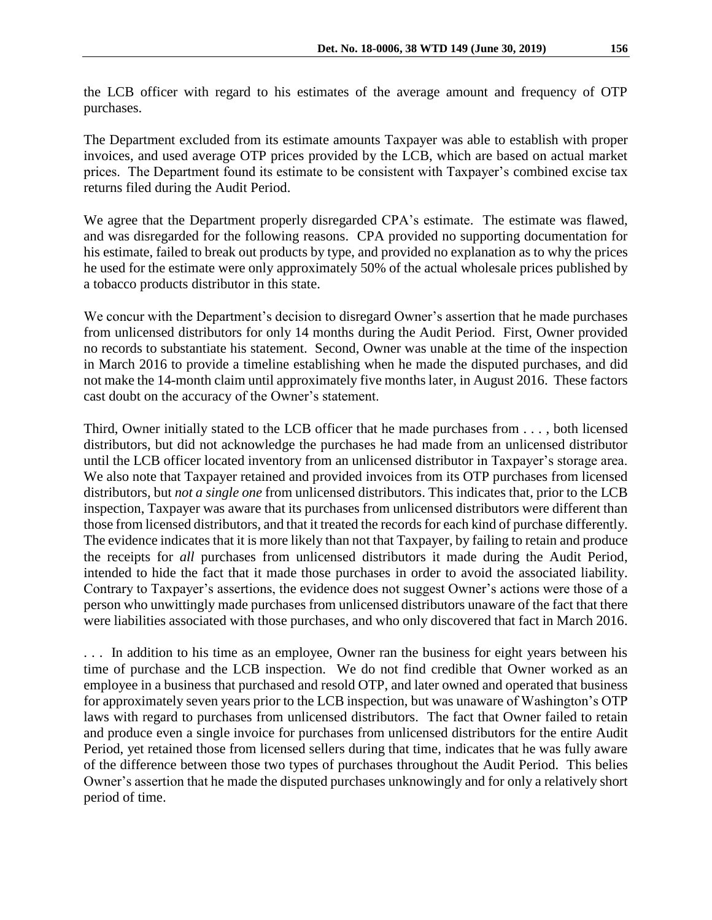the LCB officer with regard to his estimates of the average amount and frequency of OTP purchases.

The Department excluded from its estimate amounts Taxpayer was able to establish with proper invoices, and used average OTP prices provided by the LCB, which are based on actual market prices. The Department found its estimate to be consistent with Taxpayer's combined excise tax returns filed during the Audit Period.

We agree that the Department properly disregarded CPA's estimate. The estimate was flawed, and was disregarded for the following reasons. CPA provided no supporting documentation for his estimate, failed to break out products by type, and provided no explanation as to why the prices he used for the estimate were only approximately 50% of the actual wholesale prices published by a tobacco products distributor in this state.

We concur with the Department's decision to disregard Owner's assertion that he made purchases from unlicensed distributors for only 14 months during the Audit Period. First, Owner provided no records to substantiate his statement. Second, Owner was unable at the time of the inspection in March 2016 to provide a timeline establishing when he made the disputed purchases, and did not make the 14-month claim until approximately five months later, in August 2016. These factors cast doubt on the accuracy of the Owner's statement.

Third, Owner initially stated to the LCB officer that he made purchases from . . . , both licensed distributors, but did not acknowledge the purchases he had made from an unlicensed distributor until the LCB officer located inventory from an unlicensed distributor in Taxpayer's storage area. We also note that Taxpayer retained and provided invoices from its OTP purchases from licensed distributors, but *not a single one* from unlicensed distributors. This indicates that, prior to the LCB inspection, Taxpayer was aware that its purchases from unlicensed distributors were different than those from licensed distributors, and that it treated the records for each kind of purchase differently. The evidence indicates that it is more likely than not that Taxpayer, by failing to retain and produce the receipts for *all* purchases from unlicensed distributors it made during the Audit Period, intended to hide the fact that it made those purchases in order to avoid the associated liability. Contrary to Taxpayer's assertions, the evidence does not suggest Owner's actions were those of a person who unwittingly made purchases from unlicensed distributors unaware of the fact that there were liabilities associated with those purchases, and who only discovered that fact in March 2016.

. . . In addition to his time as an employee, Owner ran the business for eight years between his time of purchase and the LCB inspection. We do not find credible that Owner worked as an employee in a business that purchased and resold OTP, and later owned and operated that business for approximately seven years prior to the LCB inspection, but was unaware of Washington's OTP laws with regard to purchases from unlicensed distributors. The fact that Owner failed to retain and produce even a single invoice for purchases from unlicensed distributors for the entire Audit Period, yet retained those from licensed sellers during that time, indicates that he was fully aware of the difference between those two types of purchases throughout the Audit Period. This belies Owner's assertion that he made the disputed purchases unknowingly and for only a relatively short period of time.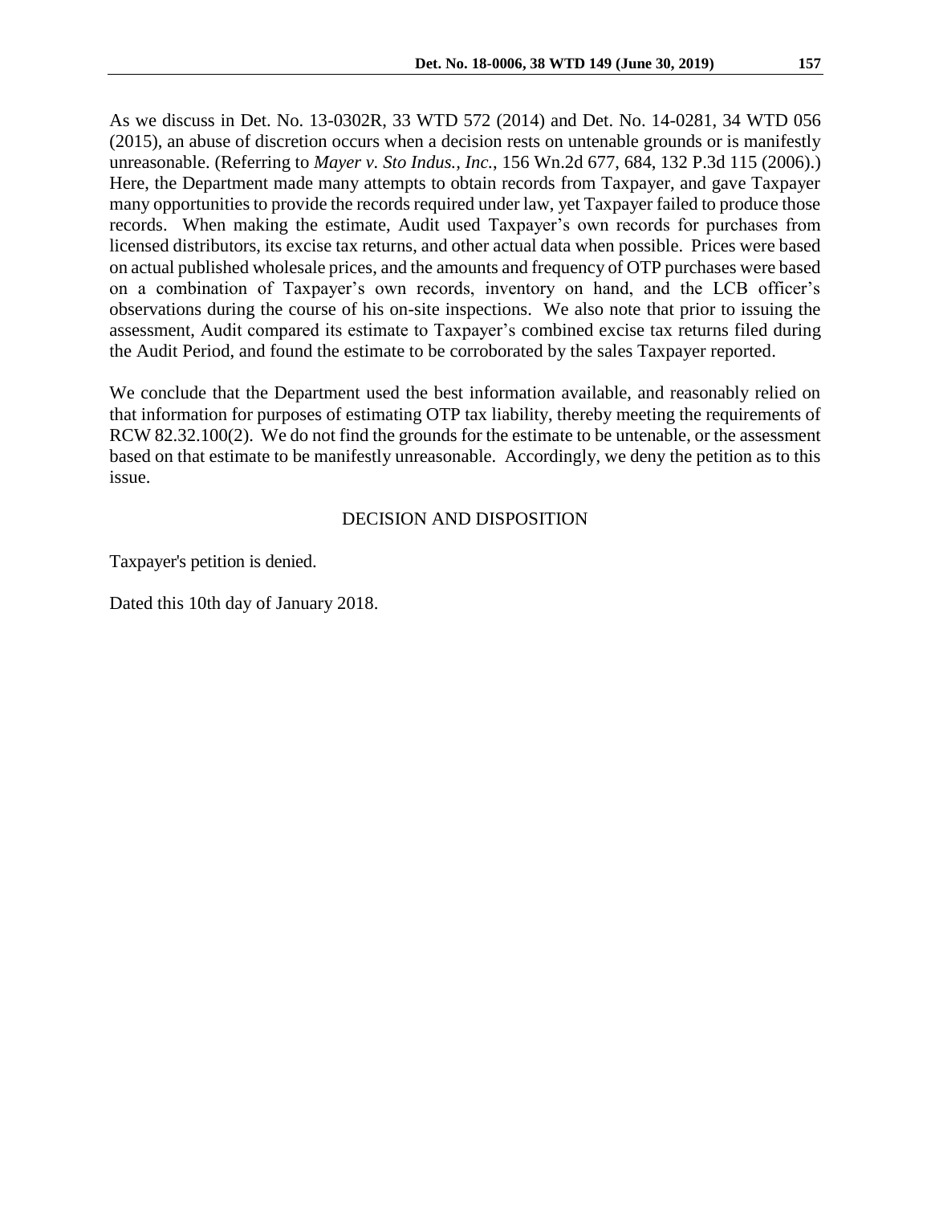As we discuss in Det. No. 13-0302R, 33 WTD 572 (2014) and Det. No. 14-0281, 34 WTD 056 (2015), an abuse of discretion occurs when a decision rests on untenable grounds or is manifestly unreasonable. (Referring to *Mayer v. Sto Indus., Inc.*, 156 Wn.2d 677, 684, 132 P.3d 115 (2006).) Here, the Department made many attempts to obtain records from Taxpayer, and gave Taxpayer many opportunities to provide the records required under law, yet Taxpayer failed to produce those records. When making the estimate, Audit used Taxpayer's own records for purchases from licensed distributors, its excise tax returns, and other actual data when possible. Prices were based on actual published wholesale prices, and the amounts and frequency of OTP purchases were based on a combination of Taxpayer's own records, inventory on hand, and the LCB officer's observations during the course of his on-site inspections. We also note that prior to issuing the assessment, Audit compared its estimate to Taxpayer's combined excise tax returns filed during the Audit Period, and found the estimate to be corroborated by the sales Taxpayer reported.

We conclude that the Department used the best information available, and reasonably relied on that information for purposes of estimating OTP tax liability, thereby meeting the requirements of RCW 82.32.100(2). We do not find the grounds for the estimate to be untenable, or the assessment based on that estimate to be manifestly unreasonable. Accordingly, we deny the petition as to this issue.

## DECISION AND DISPOSITION

Taxpayer's petition is denied.

Dated this 10th day of January 2018.